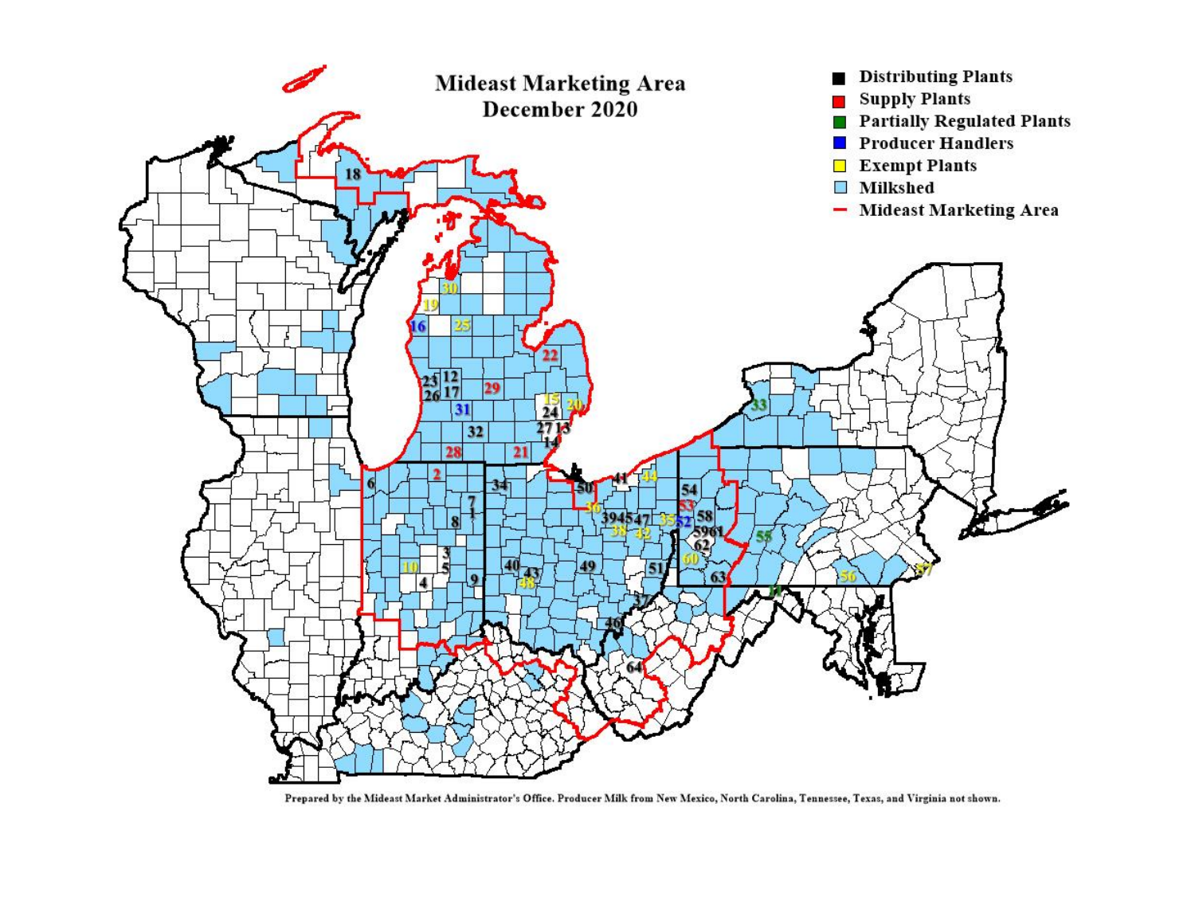# Mideast Marketing Area
## December 2020

- Distributing Plants
- Supply Plants
- Partially Regulated Plants
- Producer Handlers
- Exempt Plants
- Milkshed
- Mideast Marketing Area

Prepared by the Mideast Market Administrator's Office. Producer Milk from New Mexico, North Carolina, Tennessee, Texas, and Virginia not shown.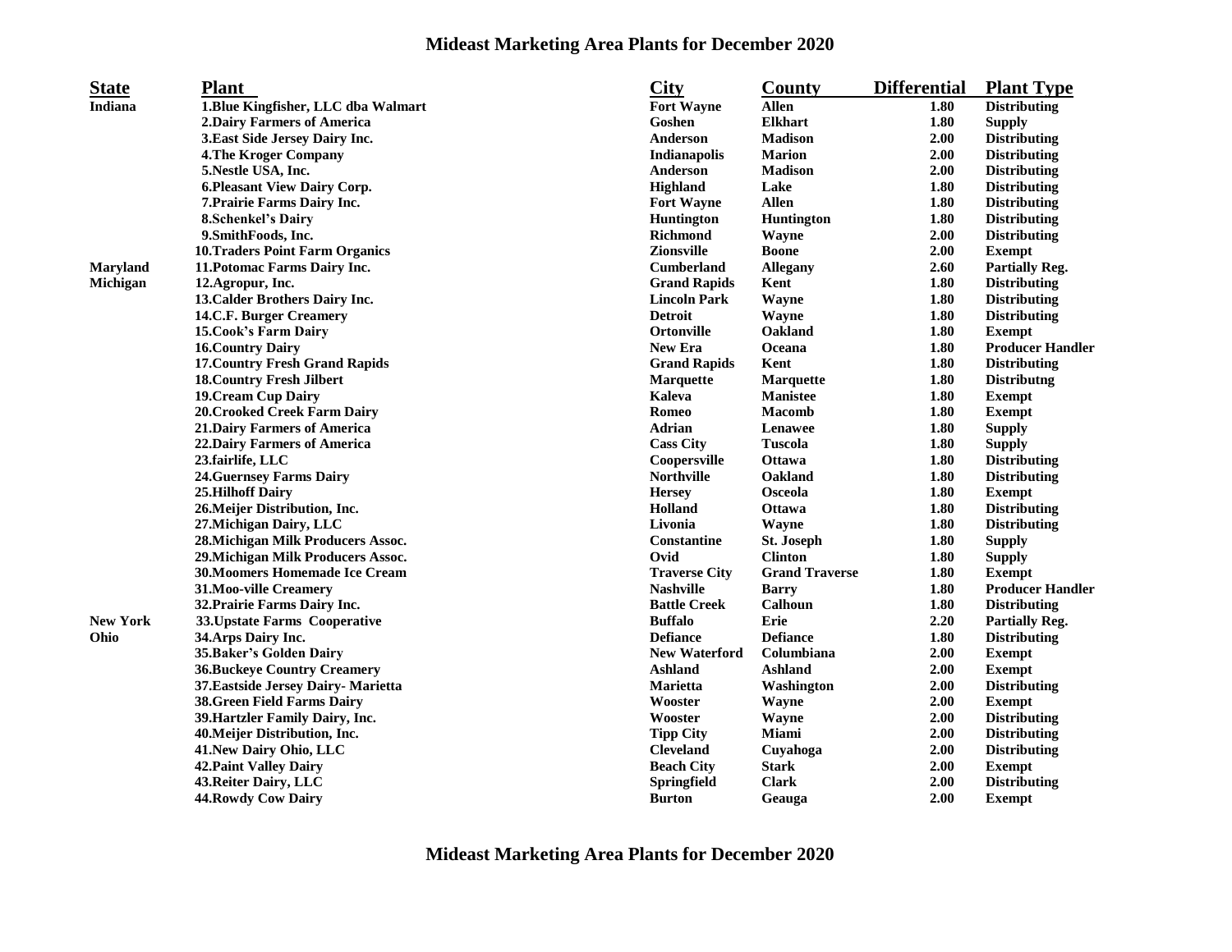# Mideast Marketing Area Plants for December 2020

| State | Plant | City | County | Differential | Plant Type |
|---|---|---|---|---|---|
| Indiana | 1.Blue Kingfisher, LLC dba Walmart | Fort Wayne | Allen | 1.80 | Distributing |
| | 2.Dairy Farmers of America | Goshen | Elkhart | 1.80 | Supply |
| | 3.East Side Jersey Dairy Inc. | Anderson | Madison | 2.00 | Distributing |
| | 4.The Kroger Company | Indianapolis | Marion | 2.00 | Distributing |
| | 5.Nestle USA, Inc. | Anderson | Madison | 2.00 | Distributing |
| | 6.Pleasant View Dairy Corp. | Highland | Lake | 1.80 | Distributing |
| | 7.Prairie Farms Dairy Inc. | Fort Wayne | Allen | 1.80 | Distributing |
| | 8.Schenkel's Dairy | Huntington | Huntington | 1.80 | Distributing |
| | 9.SmithFoods, Inc. | Richmond | Wayne | 2.00 | Distributing |
| | 10.Traders Point Farm Organics | Zionsville | Boone | 2.00 | Exempt |
| Maryland | 11.Potomac Farms Dairy Inc. | Cumberland | Allegany | 2.60 | Partially Reg. |
| Michigan | 12.Agropur, Inc. | Grand Rapids | Kent | 1.80 | Distributing |
| | 13.Calder Brothers Dairy Inc. | Lincoln Park | Wayne | 1.80 | Distributing |
| | 14.C.F. Burger Creamery | Detroit | Wayne | 1.80 | Distributing |
| | 15.Cook's Farm Dairy | Ortonville | Oakland | 1.80 | Exempt |
| | 16.Country Dairy | New Era | Oceana | 1.80 | Producer Handler |
| | 17.Country Fresh Grand Rapids | Grand Rapids | Kent | 1.80 | Distributing |
| | 18.Country Fresh Jilbert | Marquette | Marquette | 1.80 | Distributng |
| | 19.Cream Cup Dairy | Kaleva | Manistee | 1.80 | Exempt |
| | 20.Crooked Creek Farm Dairy | Romeo | Macomb | 1.80 | Exempt |
| | 21.Dairy Farmers of America | Adrian | Lenawee | 1.80 | Supply |
| | 22.Dairy Farmers of America | Cass City | Tuscola | 1.80 | Supply |
| | 23.fairlife, LLC | Coopersville | Ottawa | 1.80 | Distributing |
| | 24.Guernsey Farms Dairy | Northville | Oakland | 1.80 | Distributing |
| | 25.Hilhoff Dairy | Hersey | Osceola | 1.80 | Exempt |
| | 26.Meijer Distribution, Inc. | Holland | Ottawa | 1.80 | Distributing |
| | 27.Michigan Dairy, LLC | Livonia | Wayne | 1.80 | Distributing |
| | 28.Michigan Milk Producers Assoc. | Constantine | St. Joseph | 1.80 | Supply |
| | 29.Michigan Milk Producers Assoc. | Ovid | Clinton | 1.80 | Supply |
| | 30.Moomers Homemade Ice Cream | Traverse City | Grand Traverse | 1.80 | Exempt |
| | 31.Moo-ville Creamery | Nashville | Barry | 1.80 | Producer Handler |
| | 32.Prairie Farms Dairy Inc. | Battle Creek | Calhoun | 1.80 | Distributing |
| New York | 33.Upstate Farms Cooperative | Buffalo | Erie | 2.20 | Partially Reg. |
| Ohio | 34.Arps Dairy Inc. | Defiance | Defiance | 1.80 | Distributing |
| | 35.Baker's Golden Dairy | New Waterford | Columbiana | 2.00 | Exempt |
| | 36.Buckeye Country Creamery | Ashland | Ashland | 2.00 | Exempt |
| | 37.Eastside Jersey Dairy- Marietta | Marietta | Washington | 2.00 | Distributing |
| | 38.Green Field Farms Dairy | Wooster | Wayne | 2.00 | Exempt |
| | 39.Hartzler Family Dairy, Inc. | Wooster | Wayne | 2.00 | Distributing |
| | 40.Meijer Distribution, Inc. | Tipp City | Miami | 2.00 | Distributing |
| | 41.New Dairy Ohio, LLC | Cleveland | Cuyahoga | 2.00 | Distributing |
| | 42.Paint Valley Dairy | Beach City | Stark | 2.00 | Exempt |
| | 43.Reiter Dairy, LLC | Springfield | Clark | 2.00 | Distributing |
| | 44.Rowdy Cow Dairy | Burton | Geauga | 2.00 | Exempt |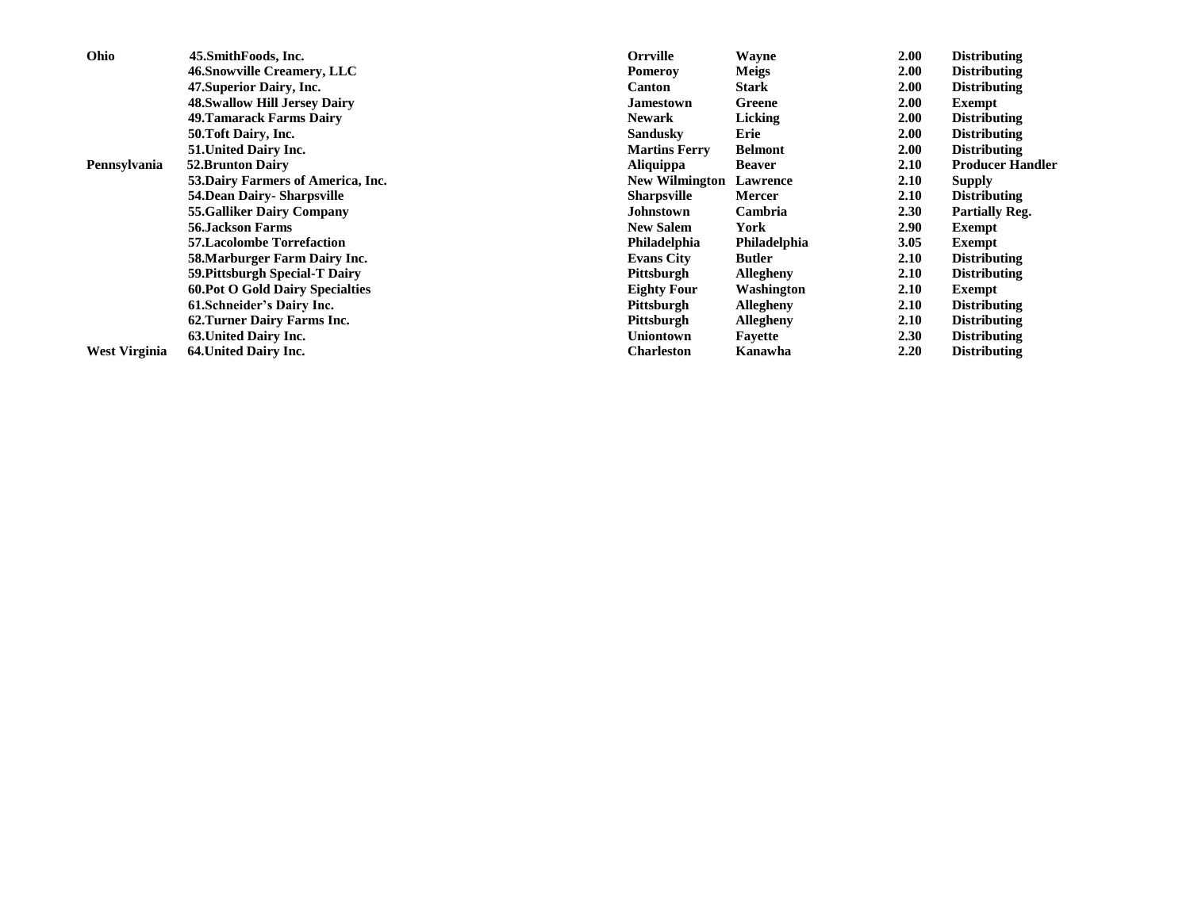| | | | | | |
|---|---|---|---|---|---|
| **Ohio** | **45.SmithFoods, Inc.** | **Orrville** | **Wayne** | **2.00** | **Distributing** |
| | **46.Snowville Creamery, LLC** | **Pomeroy** | **Meigs** | **2.00** | **Distributing** |
| | **47.Superior Dairy, Inc.** | **Canton** | **Stark** | **2.00** | **Distributing** |
| | **48.Swallow Hill Jersey Dairy** | **Jamestown** | **Greene** | **2.00** | **Exempt** |
| | **49.Tamarack Farms Dairy** | **Newark** | **Licking** | **2.00** | **Distributing** |
| | **50.Toft Dairy, Inc.** | **Sandusky** | **Erie** | **2.00** | **Distributing** |
| | **51.United Dairy Inc.** | **Martins Ferry** | **Belmont** | **2.00** | **Distributing** |
| **Pennsylvania** | **52.Brunton Dairy** | **Aliquippa** | **Beaver** | **2.10** | **Producer Handler** |
| | **53.Dairy Farmers of America, Inc.** | **New Wilmington** | **Lawrence** | **2.10** | **Supply** |
| | **54.Dean Dairy- Sharpsville** | **Sharpsville** | **Mercer** | **2.10** | **Distributing** |
| | **55.Galliker Dairy Company** | **Johnstown** | **Cambria** | **2.30** | **Partially Reg.** |
| | **56.Jackson Farms** | **New Salem** | **York** | **2.90** | **Exempt** |
| | **57.Lacolombe Torrefaction** | **Philadelphia** | **Philadelphia** | **3.05** | **Exempt** |
| | **58.Marburger Farm Dairy Inc.** | **Evans City** | **Butler** | **2.10** | **Distributing** |
| | **59.Pittsburgh Special-T Dairy** | **Pittsburgh** | **Allegheny** | **2.10** | **Distributing** |
| | **60.Pot O Gold Dairy Specialties** | **Eighty Four** | **Washington** | **2.10** | **Exempt** |
| | **61.Schneider's Dairy Inc.** | **Pittsburgh** | **Allegheny** | **2.10** | **Distributing** |
| | **62.Turner Dairy Farms Inc.** | **Pittsburgh** | **Allegheny** | **2.10** | **Distributing** |
| | **63.United Dairy Inc.** | **Uniontown** | **Fayette** | **2.30** | **Distributing** |
| **West Virginia** | **64.United Dairy Inc.** | **Charleston** | **Kanawha** | **2.20** | **Distributing** |